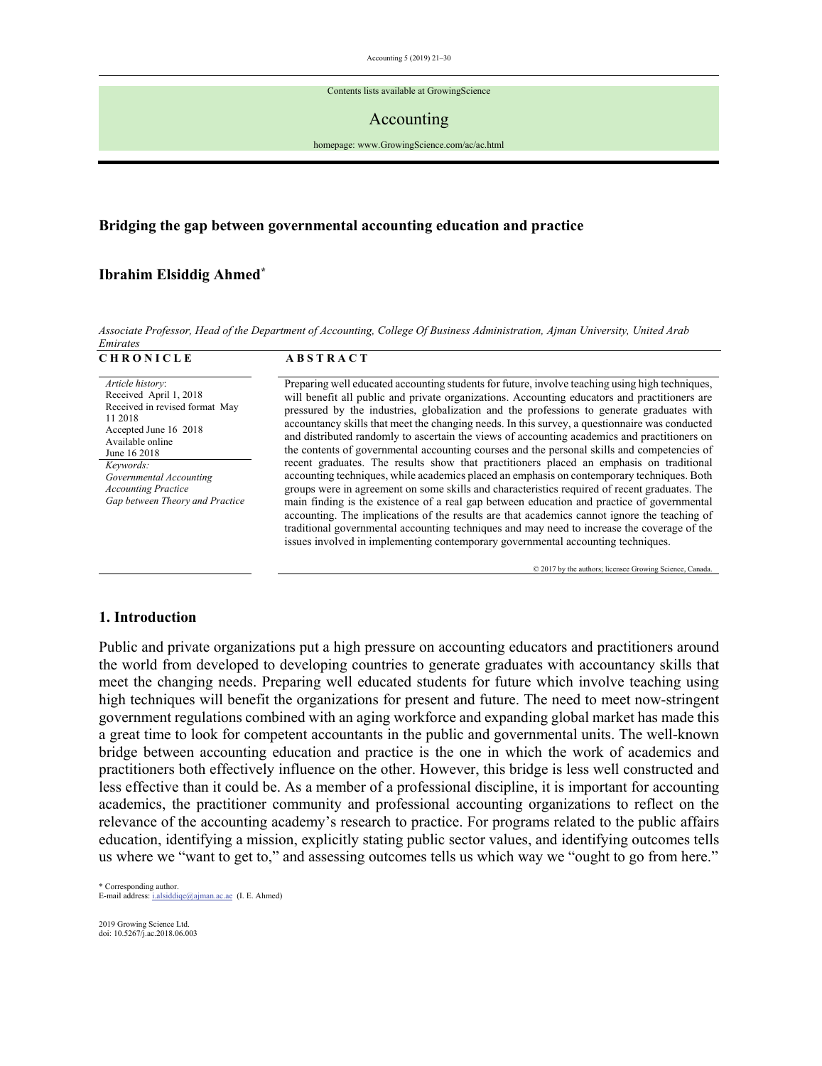Contents lists available at GrowingScience

Accounting

homepage: www.GrowingScience.com/ac/ac.html

# Bridging the gap between governmental accounting education and practice

**Ibrahim Elsiddig Ahmed***

*Associate Professor, Head of the Department of Accounting, College Of Business Administration, Ajman University, United Arab Emirates*

**C H R O N I C L E**

*Article history*:
Received April 1, 2018
Received in revised format May 11 2018
Accepted June 16 2018
Available online
June 16 2018

*Keywords:*
*Governmental Accounting*
*Accounting Practice*
*Gap between Theory and Practice*

**A B S T R A C T**

Preparing well educated accounting students for future, involve teaching using high techniques, will benefit all public and private organizations. Accounting educators and practitioners are pressured by the industries, globalization and the professions to generate graduates with accountancy skills that meet the changing needs. In this survey, a questionnaire was conducted and distributed randomly to ascertain the views of accounting academics and practitioners on the contents of governmental accounting courses and the personal skills and competencies of recent graduates. The results show that practitioners placed an emphasis on traditional accounting techniques, while academics placed an emphasis on contemporary techniques. Both groups were in agreement on some skills and characteristics required of recent graduates. The main finding is the existence of a real gap between education and practice of governmental accounting. The implications of the results are that academics cannot ignore the teaching of traditional governmental accounting techniques and may need to increase the coverage of the issues involved in implementing contemporary governmental accounting techniques.

© 2017 by the authors; licensee Growing Science, Canada.

## 1. Introduction

Public and private organizations put a high pressure on accounting educators and practitioners around the world from developed to developing countries to generate graduates with accountancy skills that meet the changing needs. Preparing well educated students for future which involve teaching using high techniques will benefit the organizations for present and future. The need to meet now-stringent government regulations combined with an aging workforce and expanding global market has made this a great time to look for competent accountants in the public and governmental units. The well-known bridge between accounting education and practice is the one in which the work of academics and practitioners both effectively influence on the other. However, this bridge is less well constructed and less effective than it could be. As a member of a professional discipline, it is important for accounting academics, the practitioner community and professional accounting organizations to reflect on the relevance of the accounting academy's research to practice. For programs related to the public affairs education, identifying a mission, explicitly stating public sector values, and identifying outcomes tells us where we "want to get to," and assessing outcomes tells us which way we "ought to go from here."

\* Corresponding author.
E-mail address: i.alsiddiqe@ajman.ac.ae (I. E. Ahmed)

2019 Growing Science Ltd.
doi: 10.5267/j.ac.2018.06.003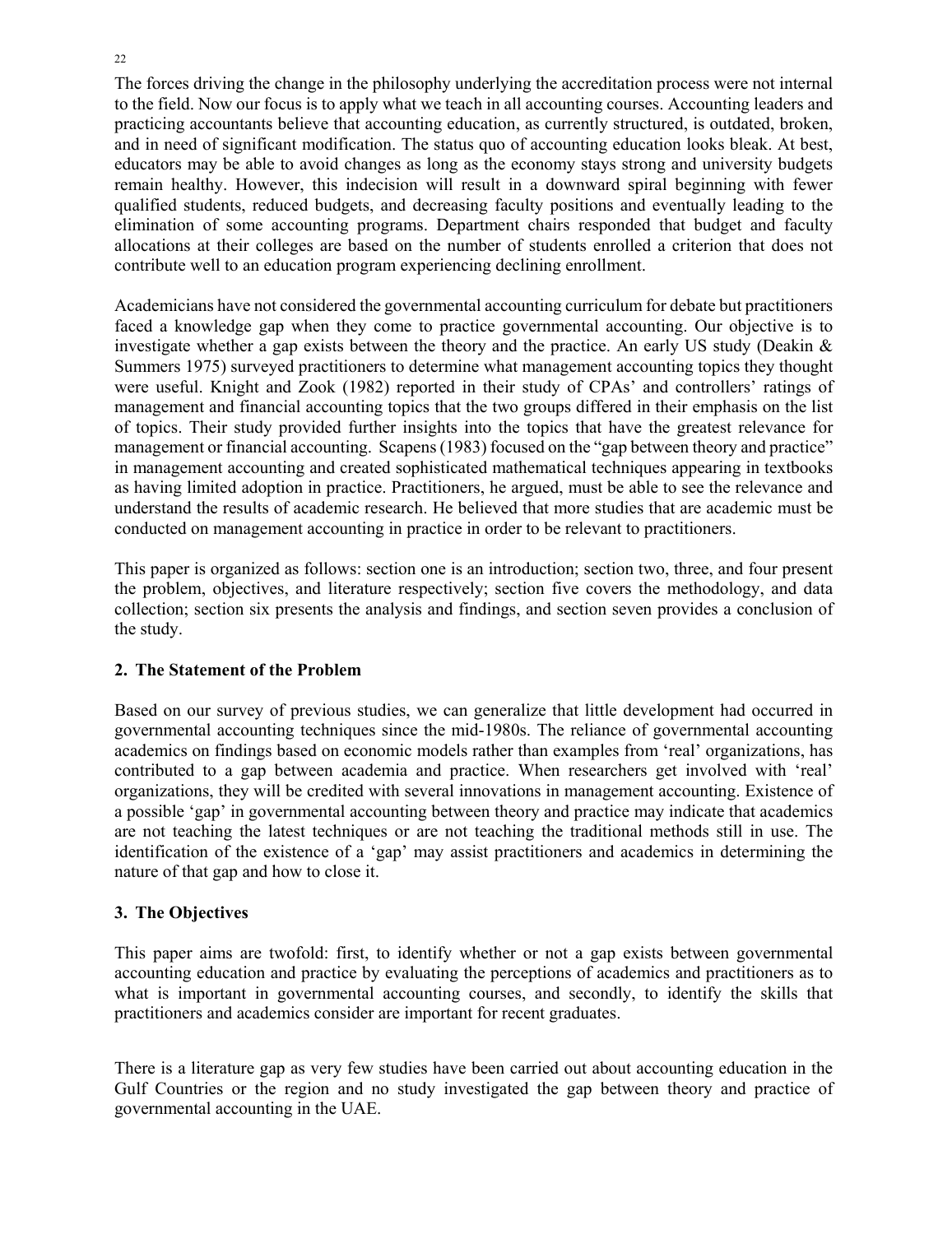The forces driving the change in the philosophy underlying the accreditation process were not internal to the field. Now our focus is to apply what we teach in all accounting courses. Accounting leaders and practicing accountants believe that accounting education, as currently structured, is outdated, broken, and in need of significant modification. The status quo of accounting education looks bleak. At best, educators may be able to avoid changes as long as the economy stays strong and university budgets remain healthy. However, this indecision will result in a downward spiral beginning with fewer qualified students, reduced budgets, and decreasing faculty positions and eventually leading to the elimination of some accounting programs. Department chairs responded that budget and faculty allocations at their colleges are based on the number of students enrolled a criterion that does not contribute well to an education program experiencing declining enrollment.

Academicians have not considered the governmental accounting curriculum for debate but practitioners faced a knowledge gap when they come to practice governmental accounting. Our objective is to investigate whether a gap exists between the theory and the practice. An early US study (Deakin & Summers 1975) surveyed practitioners to determine what management accounting topics they thought were useful. Knight and Zook (1982) reported in their study of CPAs' and controllers' ratings of management and financial accounting topics that the two groups differed in their emphasis on the list of topics. Their study provided further insights into the topics that have the greatest relevance for management or financial accounting. Scapens (1983) focused on the "gap between theory and practice" in management accounting and created sophisticated mathematical techniques appearing in textbooks as having limited adoption in practice. Practitioners, he argued, must be able to see the relevance and understand the results of academic research. He believed that more studies that are academic must be conducted on management accounting in practice in order to be relevant to practitioners.

This paper is organized as follows: section one is an introduction; section two, three, and four present the problem, objectives, and literature respectively; section five covers the methodology, and data collection; section six presents the analysis and findings, and section seven provides a conclusion of the study.

## 2. The Statement of the Problem

Based on our survey of previous studies, we can generalize that little development had occurred in governmental accounting techniques since the mid-1980s. The reliance of governmental accounting academics on findings based on economic models rather than examples from 'real' organizations, has contributed to a gap between academia and practice. When researchers get involved with 'real' organizations, they will be credited with several innovations in management accounting. Existence of a possible 'gap' in governmental accounting between theory and practice may indicate that academics are not teaching the latest techniques or are not teaching the traditional methods still in use. The identification of the existence of a 'gap' may assist practitioners and academics in determining the nature of that gap and how to close it.

## 3. The Objectives

This paper aims are twofold: first, to identify whether or not a gap exists between governmental accounting education and practice by evaluating the perceptions of academics and practitioners as to what is important in governmental accounting courses, and secondly, to identify the skills that practitioners and academics consider are important for recent graduates.

There is a literature gap as very few studies have been carried out about accounting education in the Gulf Countries or the region and no study investigated the gap between theory and practice of governmental accounting in the UAE.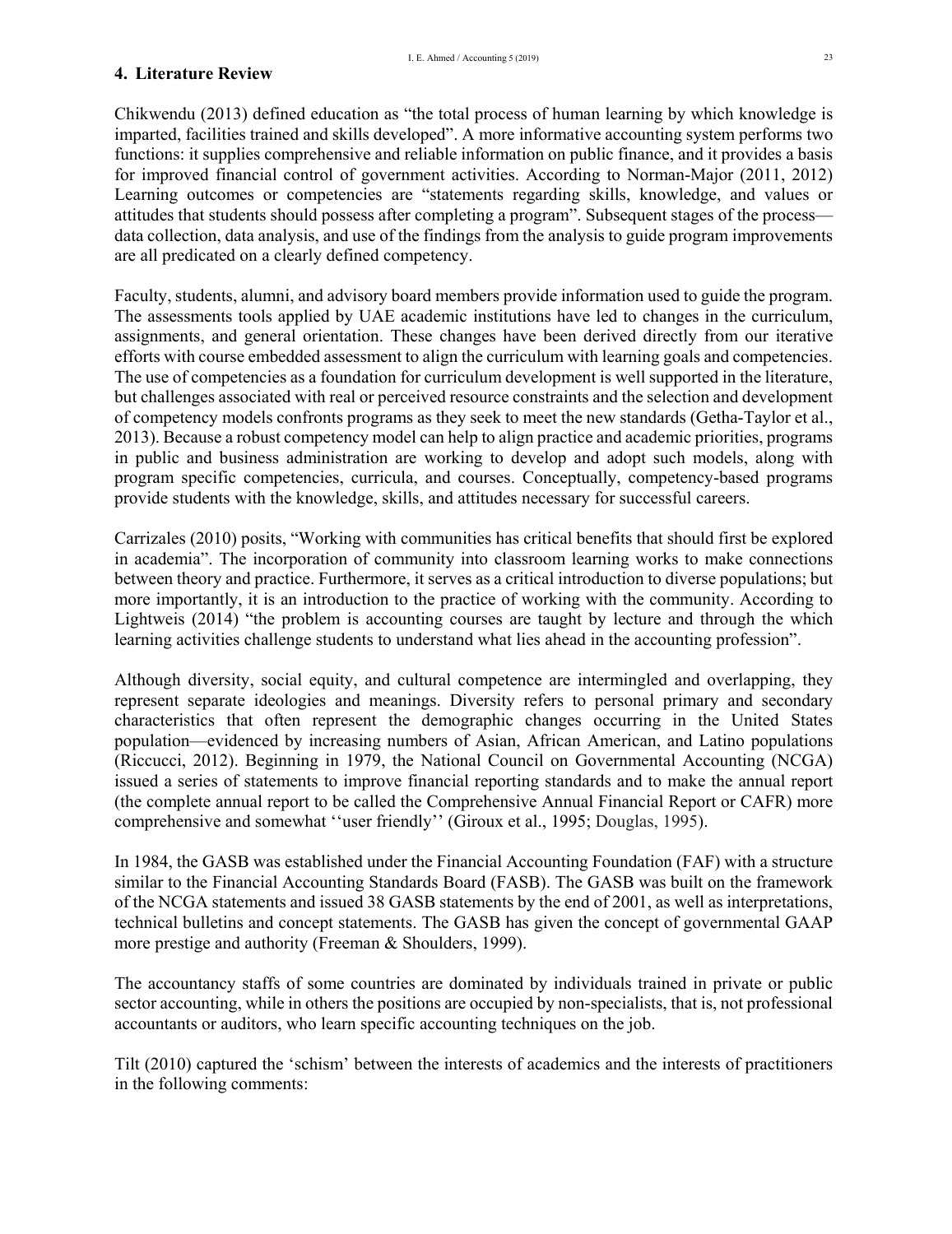## 4. Literature Review

Chikwendu (2013) defined education as "the total process of human learning by which knowledge is imparted, facilities trained and skills developed". A more informative accounting system performs two functions: it supplies comprehensive and reliable information on public finance, and it provides a basis for improved financial control of government activities. According to Norman-Major (2011, 2012) Learning outcomes or competencies are "statements regarding skills, knowledge, and values or attitudes that students should possess after completing a program". Subsequent stages of the process—data collection, data analysis, and use of the findings from the analysis to guide program improvements are all predicated on a clearly defined competency.

Faculty, students, alumni, and advisory board members provide information used to guide the program. The assessments tools applied by UAE academic institutions have led to changes in the curriculum, assignments, and general orientation. These changes have been derived directly from our iterative efforts with course embedded assessment to align the curriculum with learning goals and competencies. The use of competencies as a foundation for curriculum development is well supported in the literature, but challenges associated with real or perceived resource constraints and the selection and development of competency models confronts programs as they seek to meet the new standards (Getha-Taylor et al., 2013). Because a robust competency model can help to align practice and academic priorities, programs in public and business administration are working to develop and adopt such models, along with program specific competencies, curricula, and courses. Conceptually, competency-based programs provide students with the knowledge, skills, and attitudes necessary for successful careers.

Carrizales (2010) posits, "Working with communities has critical benefits that should first be explored in academia". The incorporation of community into classroom learning works to make connections between theory and practice. Furthermore, it serves as a critical introduction to diverse populations; but more importantly, it is an introduction to the practice of working with the community. According to Lightweis (2014) "the problem is accounting courses are taught by lecture and through the which learning activities challenge students to understand what lies ahead in the accounting profession".

Although diversity, social equity, and cultural competence are intermingled and overlapping, they represent separate ideologies and meanings. Diversity refers to personal primary and secondary characteristics that often represent the demographic changes occurring in the United States population—evidenced by increasing numbers of Asian, African American, and Latino populations (Riccucci, 2012). Beginning in 1979, the National Council on Governmental Accounting (NCGA) issued a series of statements to improve financial reporting standards and to make the annual report (the complete annual report to be called the Comprehensive Annual Financial Report or CAFR) more comprehensive and somewhat ''user friendly'' (Giroux et al., 1995; Douglas, 1995).

In 1984, the GASB was established under the Financial Accounting Foundation (FAF) with a structure similar to the Financial Accounting Standards Board (FASB). The GASB was built on the framework of the NCGA statements and issued 38 GASB statements by the end of 2001, as well as interpretations, technical bulletins and concept statements. The GASB has given the concept of governmental GAAP more prestige and authority (Freeman & Shoulders, 1999).

The accountancy staffs of some countries are dominated by individuals trained in private or public sector accounting, while in others the positions are occupied by non-specialists, that is, not professional accountants or auditors, who learn specific accounting techniques on the job.

Tilt (2010) captured the 'schism' between the interests of academics and the interests of practitioners in the following comments: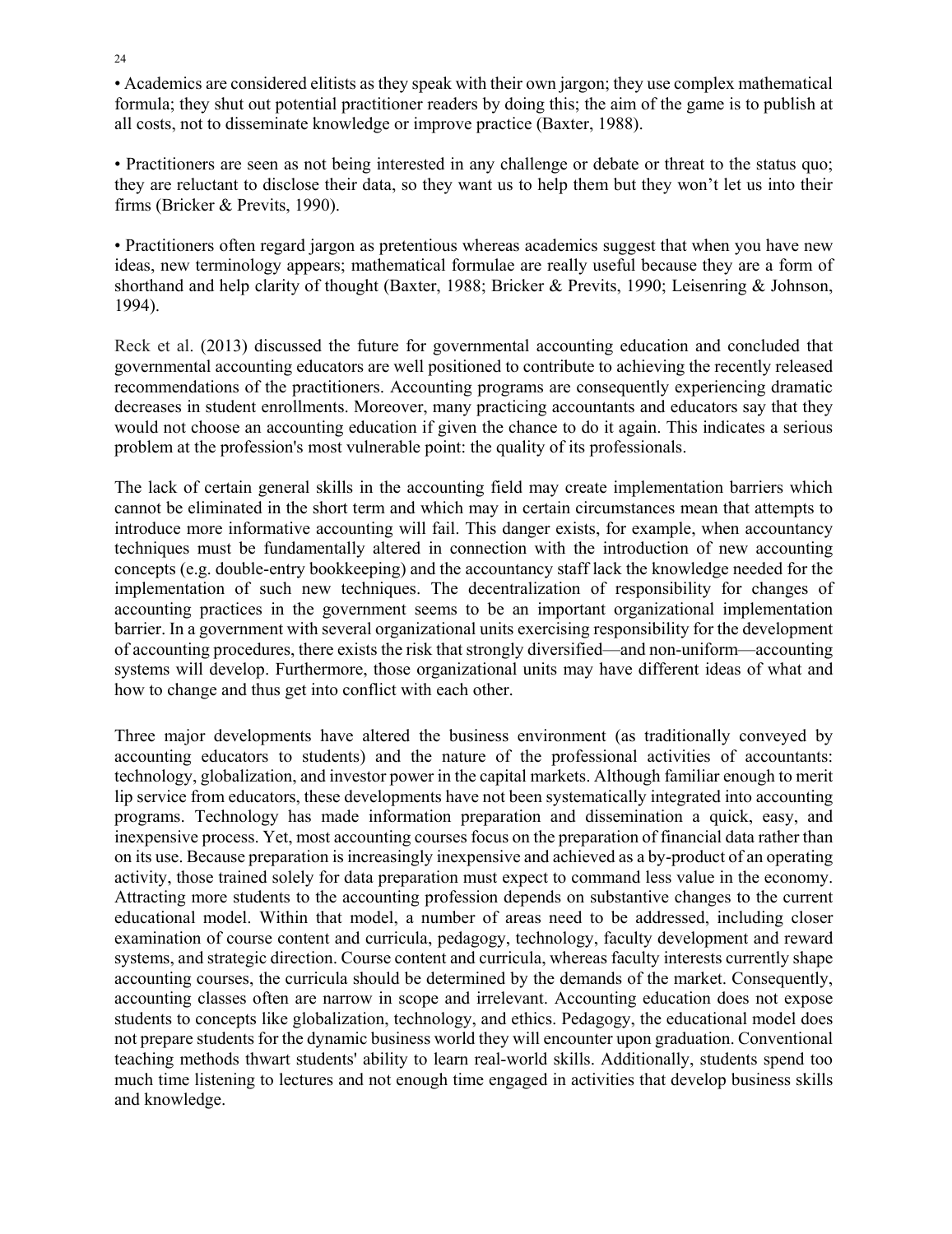• Academics are considered elitists as they speak with their own jargon; they use complex mathematical formula; they shut out potential practitioner readers by doing this; the aim of the game is to publish at all costs, not to disseminate knowledge or improve practice (Baxter, 1988).

• Practitioners are seen as not being interested in any challenge or debate or threat to the status quo; they are reluctant to disclose their data, so they want us to help them but they won't let us into their firms (Bricker & Previts, 1990).

• Practitioners often regard jargon as pretentious whereas academics suggest that when you have new ideas, new terminology appears; mathematical formulae are really useful because they are a form of shorthand and help clarity of thought (Baxter, 1988; Bricker & Previts, 1990; Leisenring & Johnson, 1994).

Reck et al. (2013) discussed the future for governmental accounting education and concluded that governmental accounting educators are well positioned to contribute to achieving the recently released recommendations of the practitioners. Accounting programs are consequently experiencing dramatic decreases in student enrollments. Moreover, many practicing accountants and educators say that they would not choose an accounting education if given the chance to do it again. This indicates a serious problem at the profession's most vulnerable point: the quality of its professionals.

The lack of certain general skills in the accounting field may create implementation barriers which cannot be eliminated in the short term and which may in certain circumstances mean that attempts to introduce more informative accounting will fail. This danger exists, for example, when accountancy techniques must be fundamentally altered in connection with the introduction of new accounting concepts (e.g. double-entry bookkeeping) and the accountancy staff lack the knowledge needed for the implementation of such new techniques. The decentralization of responsibility for changes of accounting practices in the government seems to be an important organizational implementation barrier. In a government with several organizational units exercising responsibility for the development of accounting procedures, there exists the risk that strongly diversified—and non-uniform—accounting systems will develop. Furthermore, those organizational units may have different ideas of what and how to change and thus get into conflict with each other.

Three major developments have altered the business environment (as traditionally conveyed by accounting educators to students) and the nature of the professional activities of accountants: technology, globalization, and investor power in the capital markets. Although familiar enough to merit lip service from educators, these developments have not been systematically integrated into accounting programs. Technology has made information preparation and dissemination a quick, easy, and inexpensive process. Yet, most accounting courses focus on the preparation of financial data rather than on its use. Because preparation is increasingly inexpensive and achieved as a by-product of an operating activity, those trained solely for data preparation must expect to command less value in the economy. Attracting more students to the accounting profession depends on substantive changes to the current educational model. Within that model, a number of areas need to be addressed, including closer examination of course content and curricula, pedagogy, technology, faculty development and reward systems, and strategic direction. Course content and curricula, whereas faculty interests currently shape accounting courses, the curricula should be determined by the demands of the market. Consequently, accounting classes often are narrow in scope and irrelevant. Accounting education does not expose students to concepts like globalization, technology, and ethics. Pedagogy, the educational model does not prepare students for the dynamic business world they will encounter upon graduation. Conventional teaching methods thwart students' ability to learn real-world skills. Additionally, students spend too much time listening to lectures and not enough time engaged in activities that develop business skills and knowledge.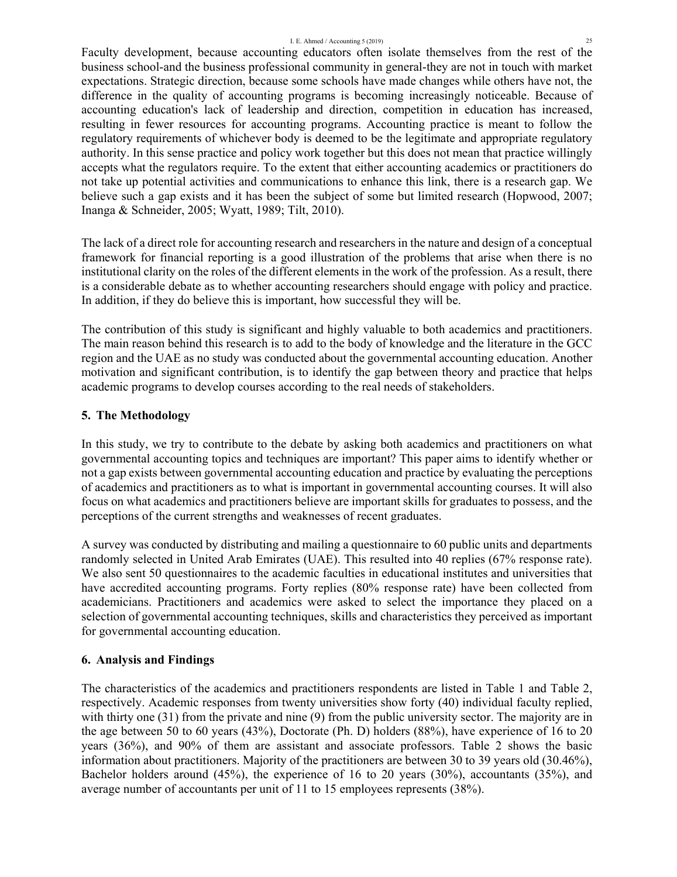Faculty development, because accounting educators often isolate themselves from the rest of the business school-and the business professional community in general-they are not in touch with market expectations. Strategic direction, because some schools have made changes while others have not, the difference in the quality of accounting programs is becoming increasingly noticeable. Because of accounting education's lack of leadership and direction, competition in education has increased, resulting in fewer resources for accounting programs. Accounting practice is meant to follow the regulatory requirements of whichever body is deemed to be the legitimate and appropriate regulatory authority. In this sense practice and policy work together but this does not mean that practice willingly accepts what the regulators require. To the extent that either accounting academics or practitioners do not take up potential activities and communications to enhance this link, there is a research gap. We believe such a gap exists and it has been the subject of some but limited research (Hopwood, 2007; Inanga & Schneider, 2005; Wyatt, 1989; Tilt, 2010).

The lack of a direct role for accounting research and researchers in the nature and design of a conceptual framework for financial reporting is a good illustration of the problems that arise when there is no institutional clarity on the roles of the different elements in the work of the profession. As a result, there is a considerable debate as to whether accounting researchers should engage with policy and practice. In addition, if they do believe this is important, how successful they will be.

The contribution of this study is significant and highly valuable to both academics and practitioners. The main reason behind this research is to add to the body of knowledge and the literature in the GCC region and the UAE as no study was conducted about the governmental accounting education. Another motivation and significant contribution, is to identify the gap between theory and practice that helps academic programs to develop courses according to the real needs of stakeholders.

## 5. The Methodology

In this study, we try to contribute to the debate by asking both academics and practitioners on what governmental accounting topics and techniques are important? This paper aims to identify whether or not a gap exists between governmental accounting education and practice by evaluating the perceptions of academics and practitioners as to what is important in governmental accounting courses. It will also focus on what academics and practitioners believe are important skills for graduates to possess, and the perceptions of the current strengths and weaknesses of recent graduates.

A survey was conducted by distributing and mailing a questionnaire to 60 public units and departments randomly selected in United Arab Emirates (UAE). This resulted into 40 replies (67% response rate). We also sent 50 questionnaires to the academic faculties in educational institutes and universities that have accredited accounting programs. Forty replies (80% response rate) have been collected from academicians. Practitioners and academics were asked to select the importance they placed on a selection of governmental accounting techniques, skills and characteristics they perceived as important for governmental accounting education.

## 6. Analysis and Findings

The characteristics of the academics and practitioners respondents are listed in Table 1 and Table 2, respectively. Academic responses from twenty universities show forty (40) individual faculty replied, with thirty one (31) from the private and nine (9) from the public university sector. The majority are in the age between 50 to 60 years (43%), Doctorate (Ph. D) holders (88%), have experience of 16 to 20 years (36%), and 90% of them are assistant and associate professors. Table 2 shows the basic information about practitioners. Majority of the practitioners are between 30 to 39 years old (30.46%), Bachelor holders around (45%), the experience of 16 to 20 years (30%), accountants (35%), and average number of accountants per unit of 11 to 15 employees represents (38%).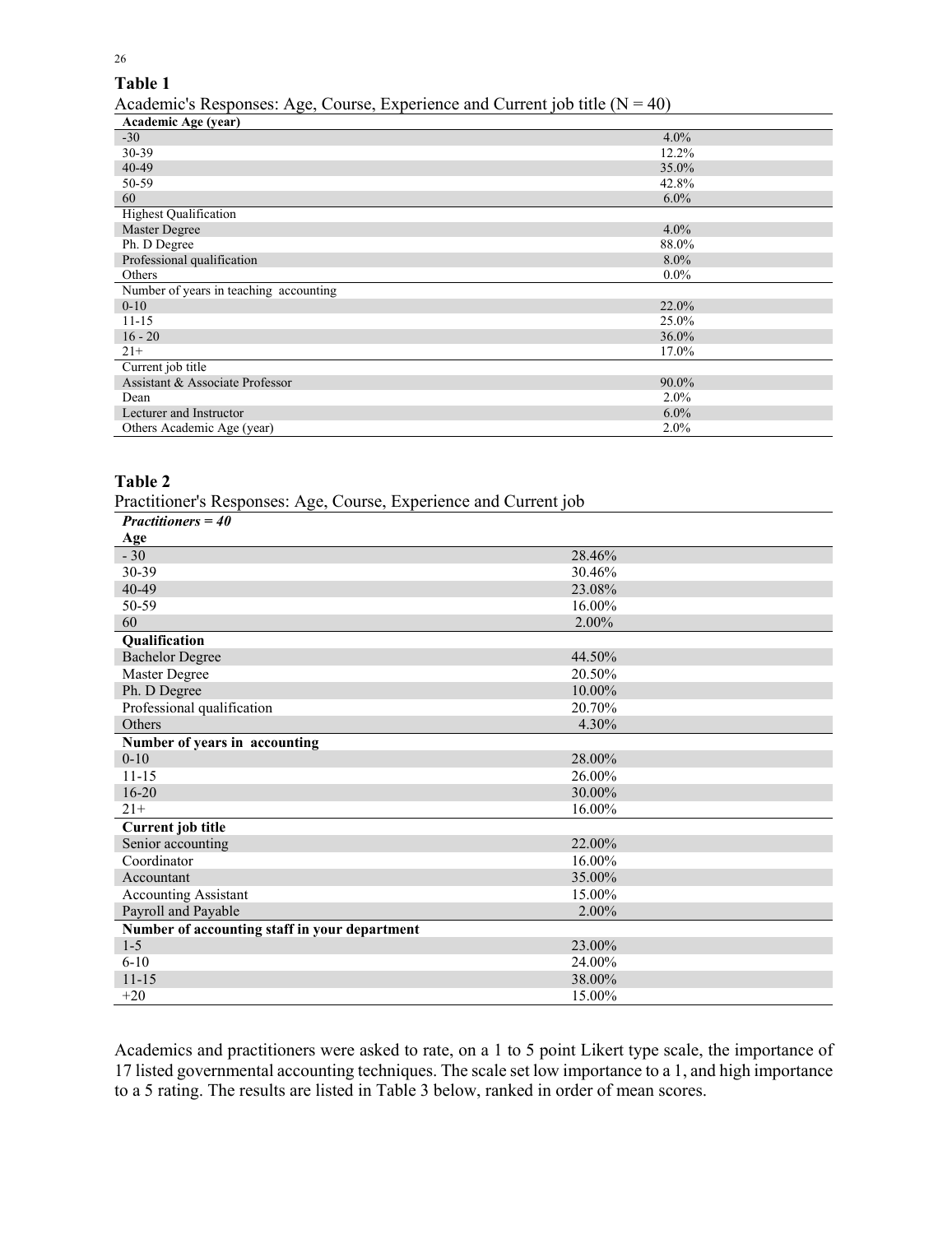**Table 1**

Academic's Responses: Age, Course, Experience and Current job title (N = 40)

| **Academic Age (year)** | |
|---|---|
| -30 | 4.0% |
| 30-39 | 12.2% |
| 40-49 | 35.0% |
| 50-59 | 42.8% |
| 60 | 6.0% |
| Highest Qualification | |
| Master Degree | 4.0% |
| Ph. D Degree | 88.0% |
| Professional qualification | 8.0% |
| Others | 0.0% |
| Number of years in teaching accounting | |
| 0-10 | 22.0% |
| 11-15 | 25.0% |
| 16 - 20 | 36.0% |
| 21+ | 17.0% |
| Current job title | |
| Assistant & Associate Professor | 90.0% |
| Dean | 2.0% |
| Lecturer and Instructor | 6.0% |
| Others Academic Age (year) | 2.0% |

**Table 2**

Practitioner's Responses: Age, Course, Experience and Current job

| ***Practitioners = 40*** | |
|---|---|
| **Age** | |
| - 30 | 28.46% |
| 30-39 | 30.46% |
| 40-49 | 23.08% |
| 50-59 | 16.00% |
| 60 | 2.00% |
| **Qualification** | |
| Bachelor Degree | 44.50% |
| Master Degree | 20.50% |
| Ph. D Degree | 10.00% |
| Professional qualification | 20.70% |
| Others | 4.30% |
| **Number of years in accounting** | |
| 0-10 | 28.00% |
| 11-15 | 26.00% |
| 16-20 | 30.00% |
| 21+ | 16.00% |
| **Current job title** | |
| Senior accounting | 22.00% |
| Coordinator | 16.00% |
| Accountant | 35.00% |
| Accounting Assistant | 15.00% |
| Payroll and Payable | 2.00% |
| **Number of accounting staff in your department** | |
| 1-5 | 23.00% |
| 6-10 | 24.00% |
| 11-15 | 38.00% |
| +20 | 15.00% |

Academics and practitioners were asked to rate, on a 1 to 5 point Likert type scale, the importance of 17 listed governmental accounting techniques. The scale set low importance to a 1, and high importance to a 5 rating. The results are listed in Table 3 below, ranked in order of mean scores.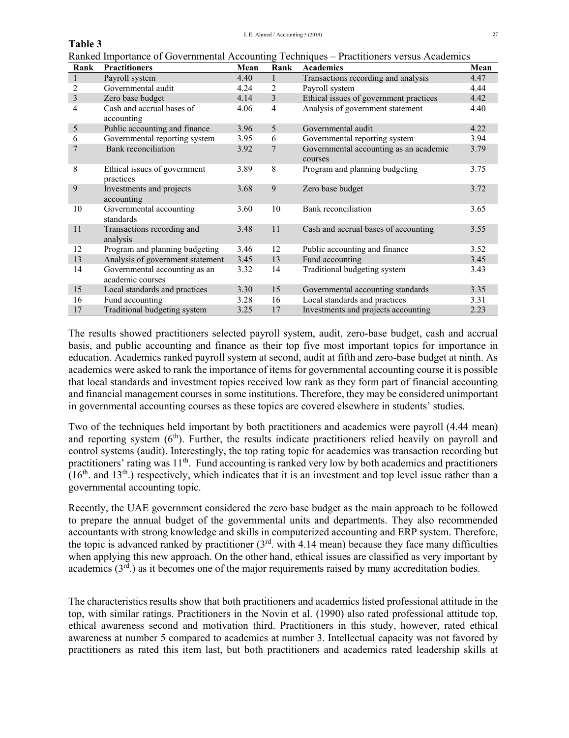**Table 3**

Ranked Importance of Governmental Accounting Techniques – Practitioners versus Academics

| Rank | Practitioners | Mean | Rank | Academics | Mean |
|---|---|---|---|---|---|
| 1 | Payroll system | 4.40 | 1 | Transactions recording and analysis | 4.47 |
| 2 | Governmental audit | 4.24 | 2 | Payroll system | 4.44 |
| 3 | Zero base budget | 4.14 | 3 | Ethical issues of government practices | 4.42 |
| 4 | Cash and accrual bases of accounting | 4.06 | 4 | Analysis of government statement | 4.40 |
| 5 | Public accounting and finance | 3.96 | 5 | Governmental audit | 4.22 |
| 6 | Governmental reporting system | 3.95 | 6 | Governmental reporting system | 3.94 |
| 7 | Bank reconciliation | 3.92 | 7 | Governmental accounting as an academic courses | 3.79 |
| 8 | Ethical issues of government practices | 3.89 | 8 | Program and planning budgeting | 3.75 |
| 9 | Investments and projects accounting | 3.68 | 9 | Zero base budget | 3.72 |
| 10 | Governmental accounting standards | 3.60 | 10 | Bank reconciliation | 3.65 |
| 11 | Transactions recording and analysis | 3.48 | 11 | Cash and accrual bases of accounting | 3.55 |
| 12 | Program and planning budgeting | 3.46 | 12 | Public accounting and finance | 3.52 |
| 13 | Analysis of government statement | 3.45 | 13 | Fund accounting | 3.45 |
| 14 | Governmental accounting as an academic courses | 3.32 | 14 | Traditional budgeting system | 3.43 |
| 15 | Local standards and practices | 3.30 | 15 | Governmental accounting standards | 3.35 |
| 16 | Fund accounting | 3.28 | 16 | Local standards and practices | 3.31 |
| 17 | Traditional budgeting system | 3.25 | 17 | Investments and projects accounting | 2.23 |

The results showed practitioners selected payroll system, audit, zero-base budget, cash and accrual basis, and public accounting and finance as their top five most important topics for importance in education. Academics ranked payroll system at second, audit at fifth and zero-base budget at ninth. As academics were asked to rank the importance of items for governmental accounting course it is possible that local standards and investment topics received low rank as they form part of financial accounting and financial management courses in some institutions. Therefore, they may be considered unimportant in governmental accounting courses as these topics are covered elsewhere in students' studies.

Two of the techniques held important by both practitioners and academics were payroll (4.44 mean) and reporting system (6th). Further, the results indicate practitioners relied heavily on payroll and control systems (audit). Interestingly, the top rating topic for academics was transaction recording but practitioners' rating was 11th. Fund accounting is ranked very low by both academics and practitioners (16th. and 13th.) respectively, which indicates that it is an investment and top level issue rather than a governmental accounting topic.

Recently, the UAE government considered the zero base budget as the main approach to be followed to prepare the annual budget of the governmental units and departments. They also recommended accountants with strong knowledge and skills in computerized accounting and ERP system. Therefore, the topic is advanced ranked by practitioner (3rd. with 4.14 mean) because they face many difficulties when applying this new approach. On the other hand, ethical issues are classified as very important by academics (3rd.) as it becomes one of the major requirements raised by many accreditation bodies.

The characteristics results show that both practitioners and academics listed professional attitude in the top, with similar ratings. Practitioners in the Novin et al. (1990) also rated professional attitude top, ethical awareness second and motivation third. Practitioners in this study, however, rated ethical awareness at number 5 compared to academics at number 3. Intellectual capacity was not favored by practitioners as rated this item last, but both practitioners and academics rated leadership skills at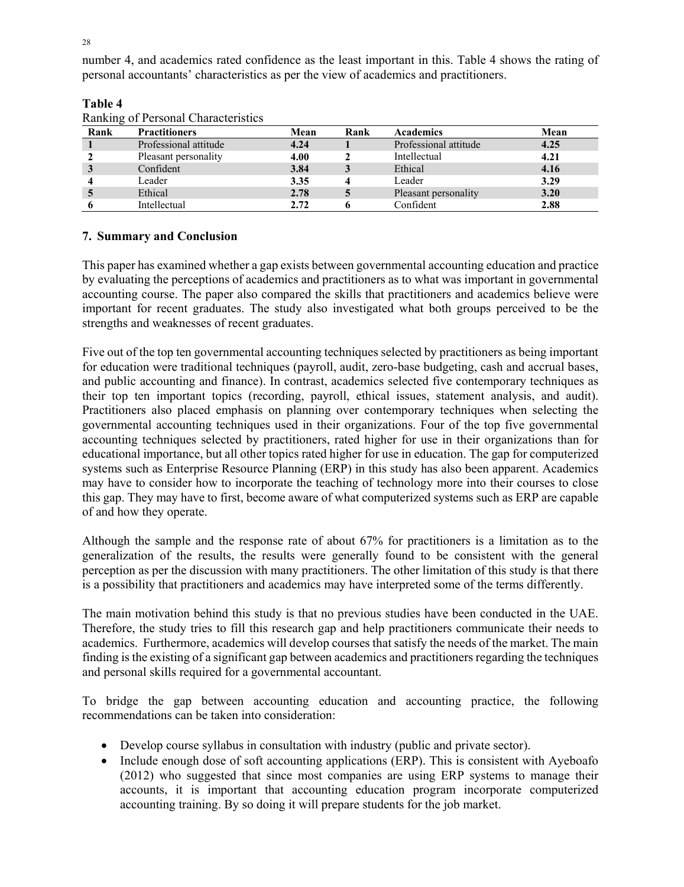number 4, and academics rated confidence as the least important in this. Table 4 shows the rating of personal accountants' characteristics as per the view of academics and practitioners.

**Table 4**

Ranking of Personal Characteristics

| Rank | Practitioners | Mean | Rank | Academics | Mean |
|---|---|---|---|---|---|
| **1** | Professional attitude | **4.24** | **1** | Professional attitude | **4.25** |
| **2** | Pleasant personality | **4.00** | **2** | Intellectual | **4.21** |
| **3** | Confident | **3.84** | **3** | Ethical | **4.16** |
| **4** | Leader | **3.35** | **4** | Leader | **3.29** |
| **5** | Ethical | **2.78** | **5** | Pleasant personality | **3.20** |
| **6** | Intellectual | **2.72** | **6** | Confident | **2.88** |

### 7. Summary and Conclusion

This paper has examined whether a gap exists between governmental accounting education and practice by evaluating the perceptions of academics and practitioners as to what was important in governmental accounting course. The paper also compared the skills that practitioners and academics believe were important for recent graduates. The study also investigated what both groups perceived to be the strengths and weaknesses of recent graduates.

Five out of the top ten governmental accounting techniques selected by practitioners as being important for education were traditional techniques (payroll, audit, zero-base budgeting, cash and accrual bases, and public accounting and finance). In contrast, academics selected five contemporary techniques as their top ten important topics (recording, payroll, ethical issues, statement analysis, and audit). Practitioners also placed emphasis on planning over contemporary techniques when selecting the governmental accounting techniques used in their organizations. Four of the top five governmental accounting techniques selected by practitioners, rated higher for use in their organizations than for educational importance, but all other topics rated higher for use in education. The gap for computerized systems such as Enterprise Resource Planning (ERP) in this study has also been apparent. Academics may have to consider how to incorporate the teaching of technology more into their courses to close this gap. They may have to first, become aware of what computerized systems such as ERP are capable of and how they operate.

Although the sample and the response rate of about 67% for practitioners is a limitation as to the generalization of the results, the results were generally found to be consistent with the general perception as per the discussion with many practitioners. The other limitation of this study is that there is a possibility that practitioners and academics may have interpreted some of the terms differently.

The main motivation behind this study is that no previous studies have been conducted in the UAE. Therefore, the study tries to fill this research gap and help practitioners communicate their needs to academics. Furthermore, academics will develop courses that satisfy the needs of the market. The main finding is the existing of a significant gap between academics and practitioners regarding the techniques and personal skills required for a governmental accountant.

To bridge the gap between accounting education and accounting practice, the following recommendations can be taken into consideration:

- Develop course syllabus in consultation with industry (public and private sector).
- Include enough dose of soft accounting applications (ERP). This is consistent with Ayeboafo (2012) who suggested that since most companies are using ERP systems to manage their accounts, it is important that accounting education program incorporate computerized accounting training. By so doing it will prepare students for the job market.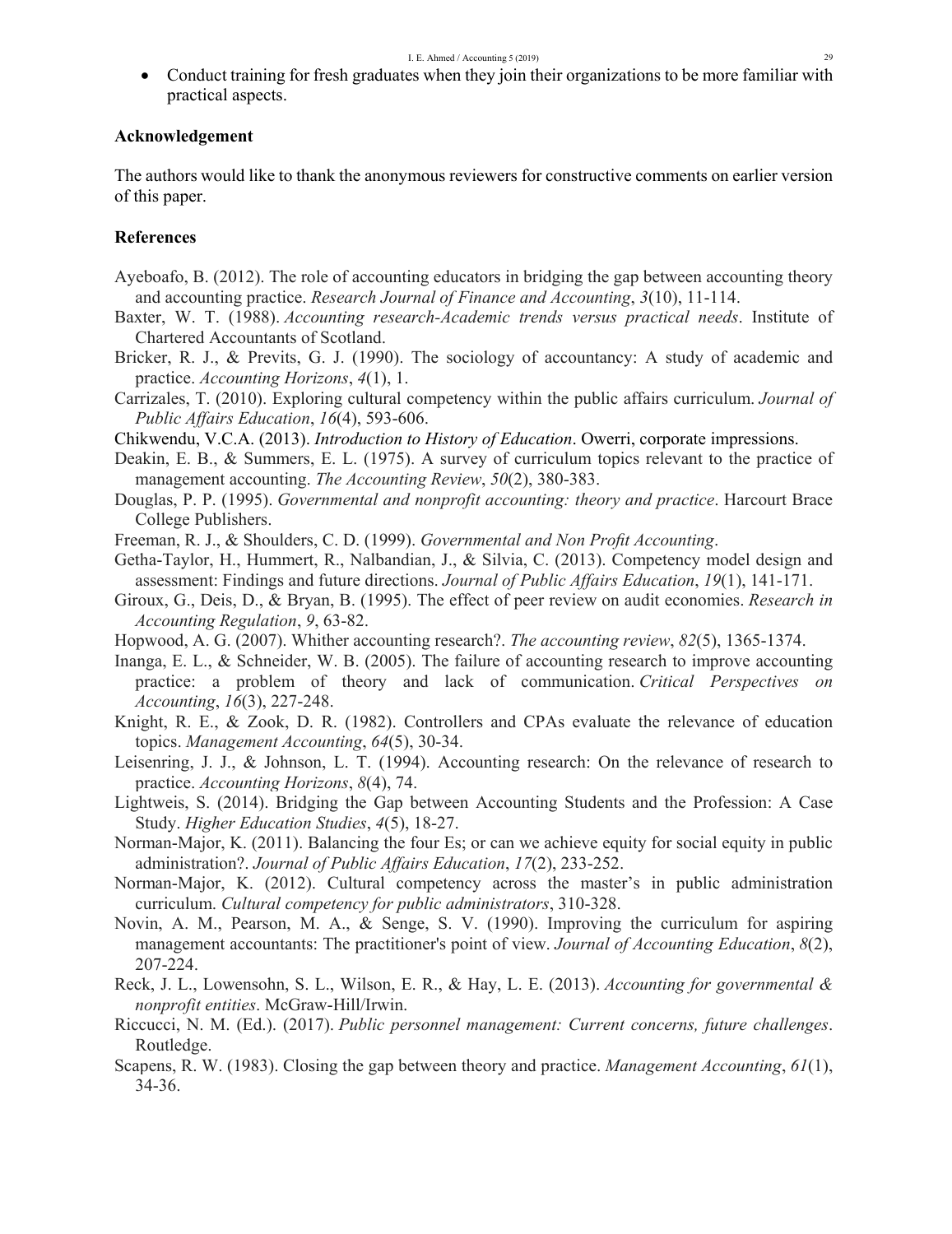- Conduct training for fresh graduates when they join their organizations to be more familiar with practical aspects.

## Acknowledgement

The authors would like to thank the anonymous reviewers for constructive comments on earlier version of this paper.

## References

Ayeboafo, B. (2012). The role of accounting educators in bridging the gap between accounting theory and accounting practice. *Research Journal of Finance and Accounting*, *3*(10), 11-114.

Baxter, W. T. (1988). *Accounting research-Academic trends versus practical needs*. Institute of Chartered Accountants of Scotland.

Bricker, R. J., & Previts, G. J. (1990). The sociology of accountancy: A study of academic and practice. *Accounting Horizons*, *4*(1), 1.

Carrizales, T. (2010). Exploring cultural competency within the public affairs curriculum. *Journal of Public Affairs Education*, *16*(4), 593-606.

Chikwendu, V.C.A. (2013). *Introduction to History of Education*. Owerri, corporate impressions.

Deakin, E. B., & Summers, E. L. (1975). A survey of curriculum topics relevant to the practice of management accounting. *The Accounting Review*, *50*(2), 380-383.

Douglas, P. P. (1995). *Governmental and nonprofit accounting: theory and practice*. Harcourt Brace College Publishers.

Freeman, R. J., & Shoulders, C. D. (1999). *Governmental and Non Profit Accounting*.

Getha-Taylor, H., Hummert, R., Nalbandian, J., & Silvia, C. (2013). Competency model design and assessment: Findings and future directions. *Journal of Public Affairs Education*, *19*(1), 141-171.

Giroux, G., Deis, D., & Bryan, B. (1995). The effect of peer review on audit economies. *Research in Accounting Regulation*, *9*, 63-82.

Hopwood, A. G. (2007). Whither accounting research?. *The accounting review*, *82*(5), 1365-1374.

Inanga, E. L., & Schneider, W. B. (2005). The failure of accounting research to improve accounting practice: a problem of theory and lack of communication. *Critical Perspectives on Accounting*, *16*(3), 227-248.

Knight, R. E., & Zook, D. R. (1982). Controllers and CPAs evaluate the relevance of education topics. *Management Accounting*, *64*(5), 30-34.

Leisenring, J. J., & Johnson, L. T. (1994). Accounting research: On the relevance of research to practice. *Accounting Horizons*, *8*(4), 74.

Lightweis, S. (2014). Bridging the Gap between Accounting Students and the Profession: A Case Study. *Higher Education Studies*, *4*(5), 18-27.

Norman-Major, K. (2011). Balancing the four Es; or can we achieve equity for social equity in public administration?. *Journal of Public Affairs Education*, *17*(2), 233-252.

Norman-Major, K. (2012). Cultural competency across the master's in public administration curriculum. *Cultural competency for public administrators*, 310-328.

Novin, A. M., Pearson, M. A., & Senge, S. V. (1990). Improving the curriculum for aspiring management accountants: The practitioner's point of view. *Journal of Accounting Education*, *8*(2), 207-224.

Reck, J. L., Lowensohn, S. L., Wilson, E. R., & Hay, L. E. (2013). *Accounting for governmental & nonprofit entities*. McGraw-Hill/Irwin.

Riccucci, N. M. (Ed.). (2017). *Public personnel management: Current concerns, future challenges*. Routledge.

Scapens, R. W. (1983). Closing the gap between theory and practice. *Management Accounting*, *61*(1), 34-36.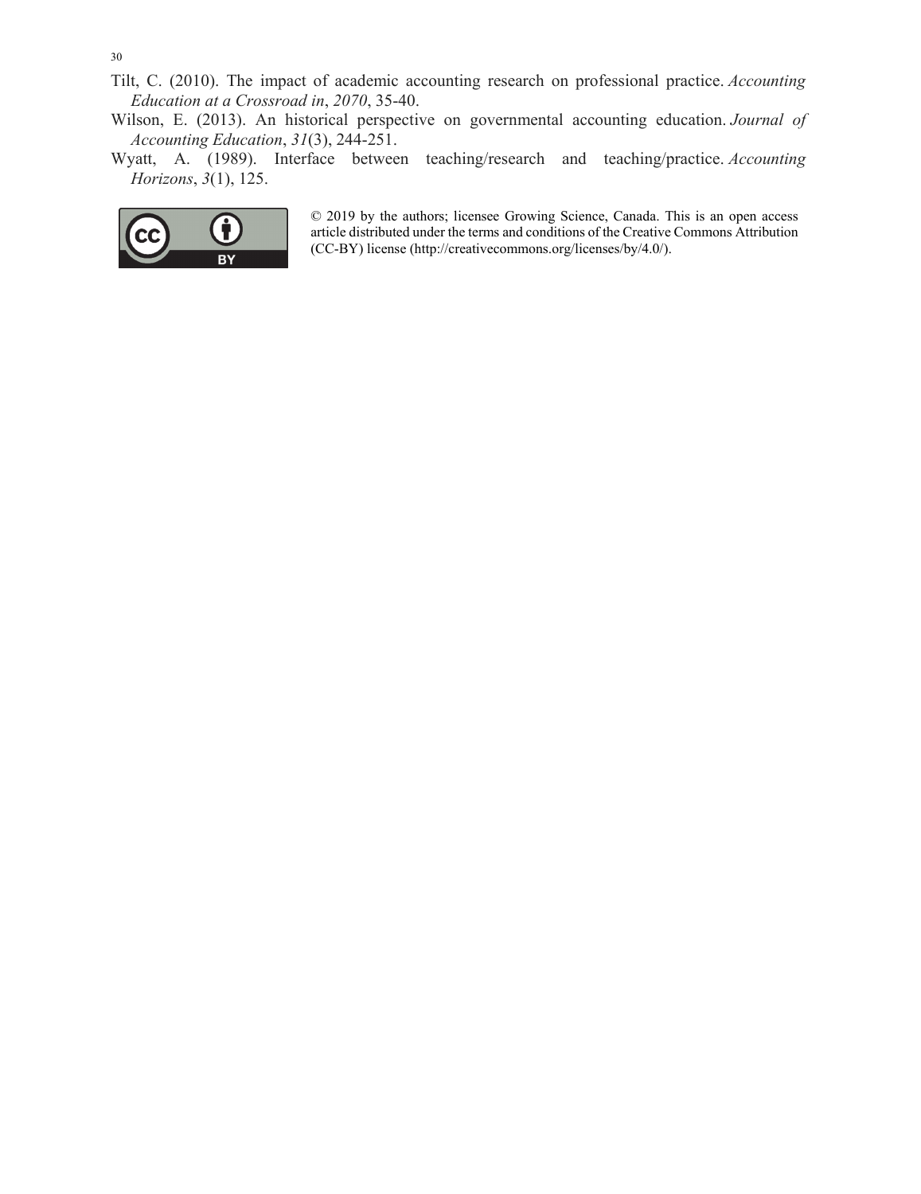Tilt, C. (2010). The impact of academic accounting research on professional practice. *Accounting Education at a Crossroad in*, *2070*, 35-40.

Wilson, E. (2013). An historical perspective on governmental accounting education. *Journal of Accounting Education*, *31*(3), 244-251.

Wyatt, A. (1989). Interface between teaching/research and teaching/practice. *Accounting Horizons*, *3*(1), 125.

© 2019 by the authors; licensee Growing Science, Canada. This is an open access article distributed under the terms and conditions of the Creative Commons Attribution (CC-BY) license (http://creativecommons.org/licenses/by/4.0/).